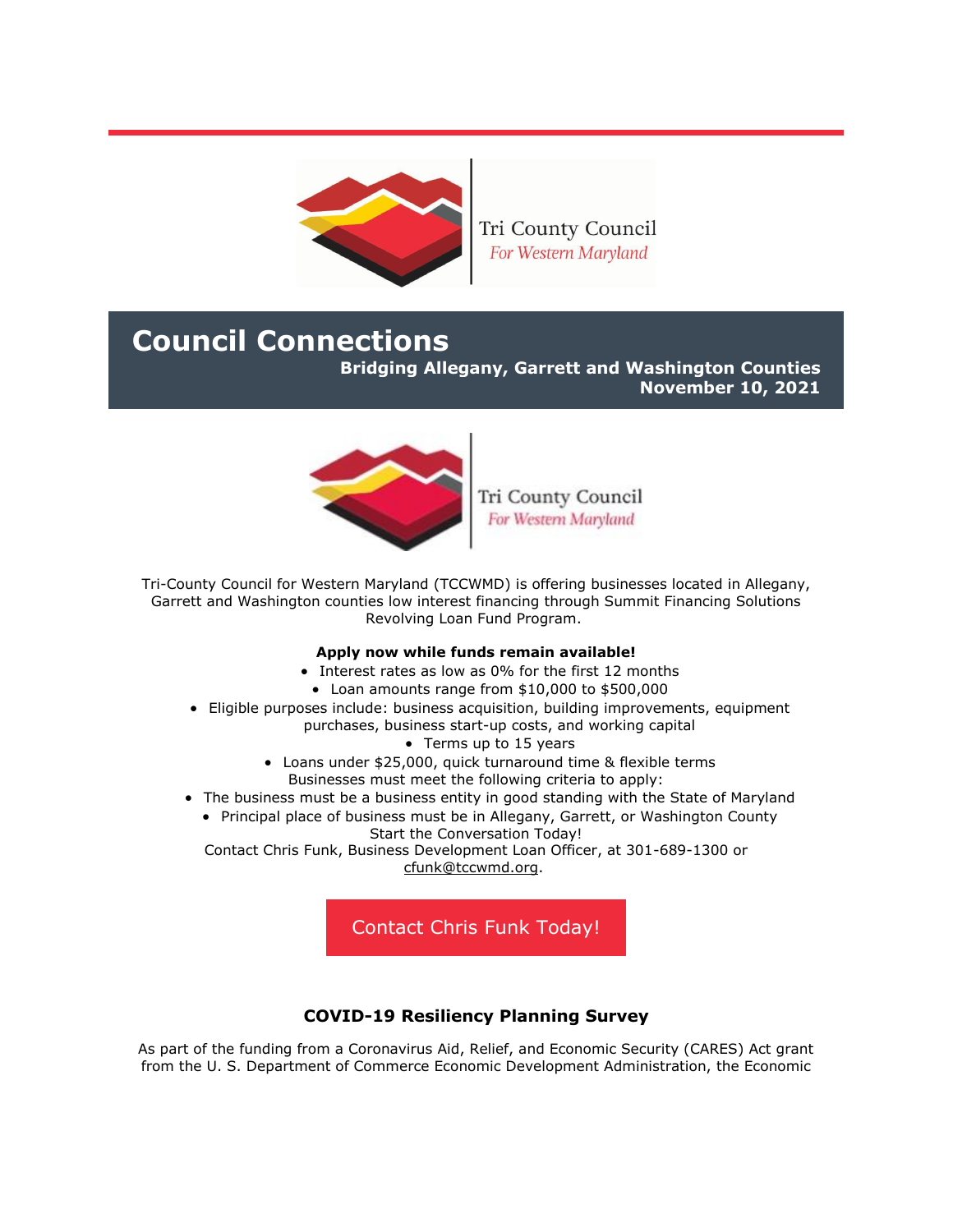Tri County Council
*For Western Maryland*

# Council Connections

**Bridging Allegany, Garrett and Washington Counties**
**November 10, 2021**

Tri County Council
*For Western Maryland*

Tri-County Council for Western Maryland (TCCWMD) is offering businesses located in Allegany, Garrett and Washington counties low interest financing through Summit Financing Solutions Revolving Loan Fund Program.

**Apply now while funds remain available!**

- Interest rates as low as 0% for the first 12 months
- Loan amounts range from $10,000 to $500,000
- Eligible purposes include: business acquisition, building improvements, equipment purchases, business start-up costs, and working capital
- Terms up to 15 years
- Loans under $25,000, quick turnaround time & flexible terms

Businesses must meet the following criteria to apply:

- The business must be a business entity in good standing with the State of Maryland
- Principal place of business must be in Allegany, Garrett, or Washington County

Start the Conversation Today!
Contact Chris Funk, Business Development Loan Officer, at 301-689-1300 or cfunk@tccwmd.org.

Contact Chris Funk Today!

### COVID-19 Resiliency Planning Survey

As part of the funding from a Coronavirus Aid, Relief, and Economic Security (CARES) Act grant from the U. S. Department of Commerce Economic Development Administration, the Economic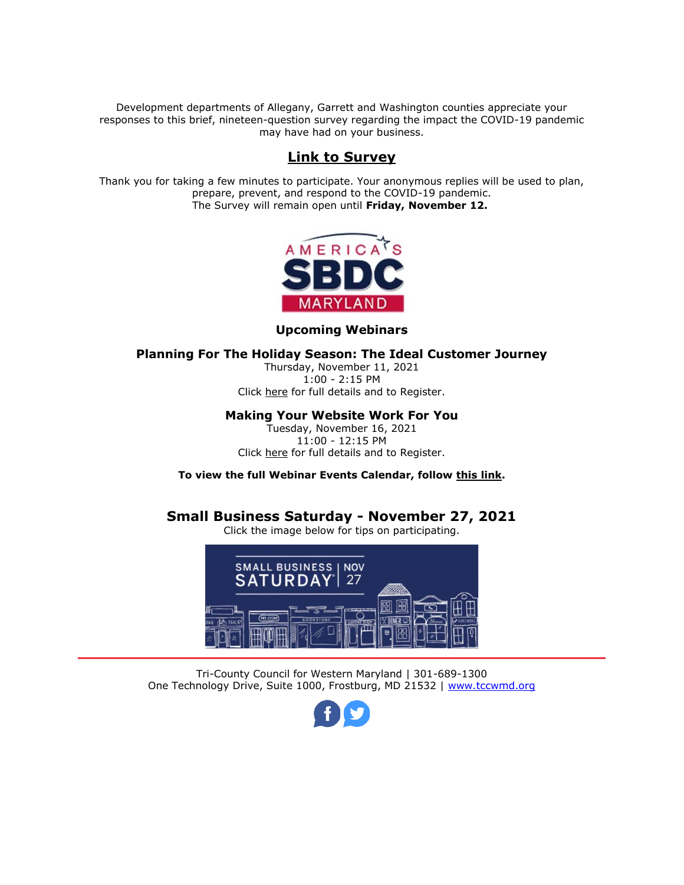Development departments of Allegany, Garrett and Washington counties appreciate your responses to this brief, nineteen-question survey regarding the impact the COVID-19 pandemic may have had on your business.

## Link to Survey

Thank you for taking a few minutes to participate. Your anonymous replies will be used to plan, prepare, prevent, and respond to the COVID-19 pandemic.
The Survey will remain open until **Friday, November 12.**

### Upcoming Webinars

**Planning For The Holiday Season: The Ideal Customer Journey**
Thursday, November 11, 2021
1:00 - 2:15 PM
Click here for full details and to Register.

**Making Your Website Work For You**
Tuesday, November 16, 2021
11:00 - 12:15 PM
Click here for full details and to Register.

**To view the full Webinar Events Calendar, follow this link.**

## Small Business Saturday - November 27, 2021

Click the image below for tips on participating.

---

Tri-County Council for Western Maryland | 301-689-1300
One Technology Drive, Suite 1000, Frostburg, MD 21532 | www.tccwmd.org